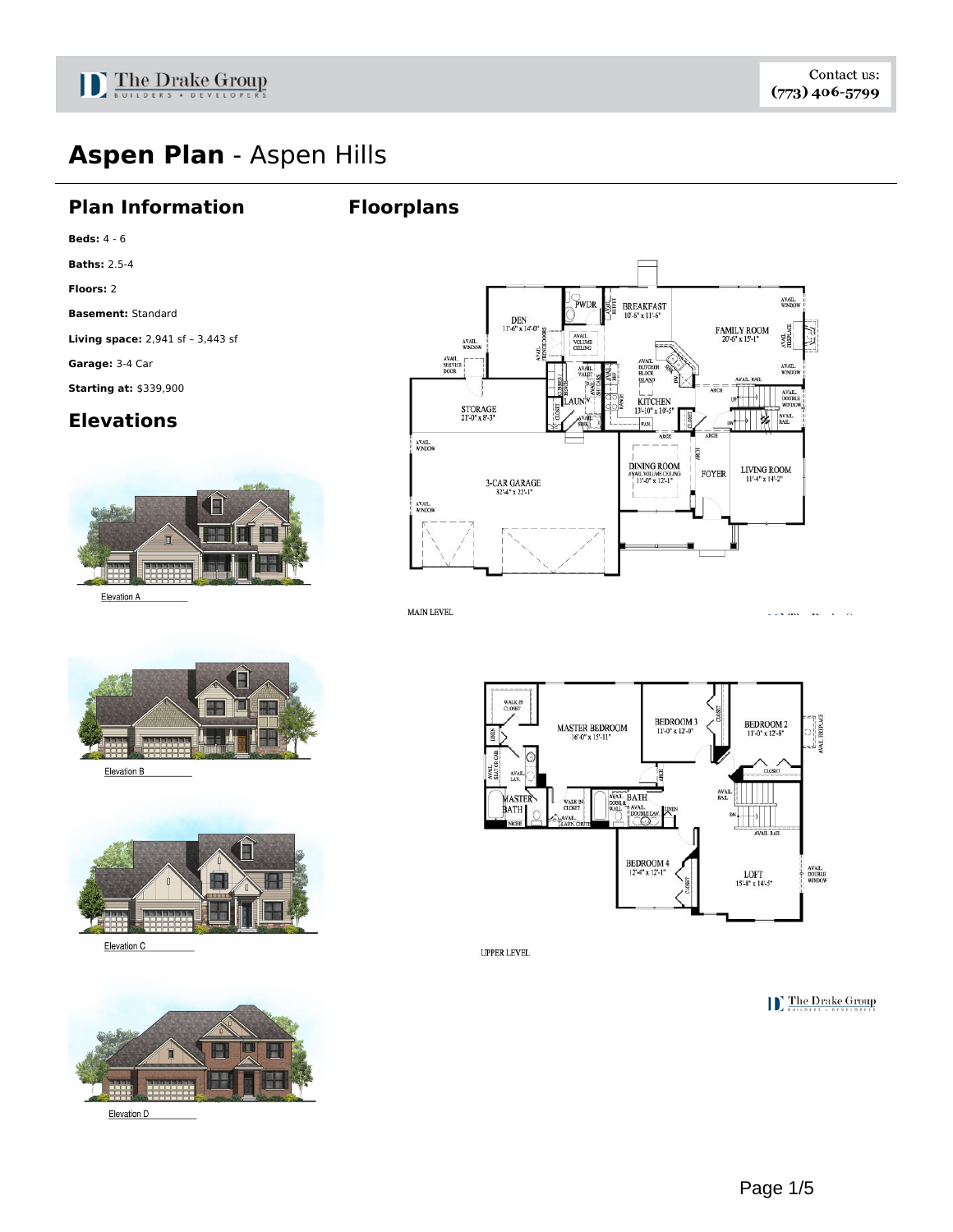The Drake Group
BUILDERS • DEVELOPERS

Contact us:
(773) 406-5799

# Aspen Plan - Aspen Hills

## Plan Information

**Beds:** 4 - 6

**Baths:** 2.5-4

**Floors:** 2

**Basement:** Standard

**Living space:** 2,941 sf – 3,443 sf

**Garage:** 3-4 Car

**Starting at:** $339,900

## Elevations

Elevation A

Elevation B

Elevation C

Elevation D

## Floorplans

MAIN LEVEL

UPPER LEVEL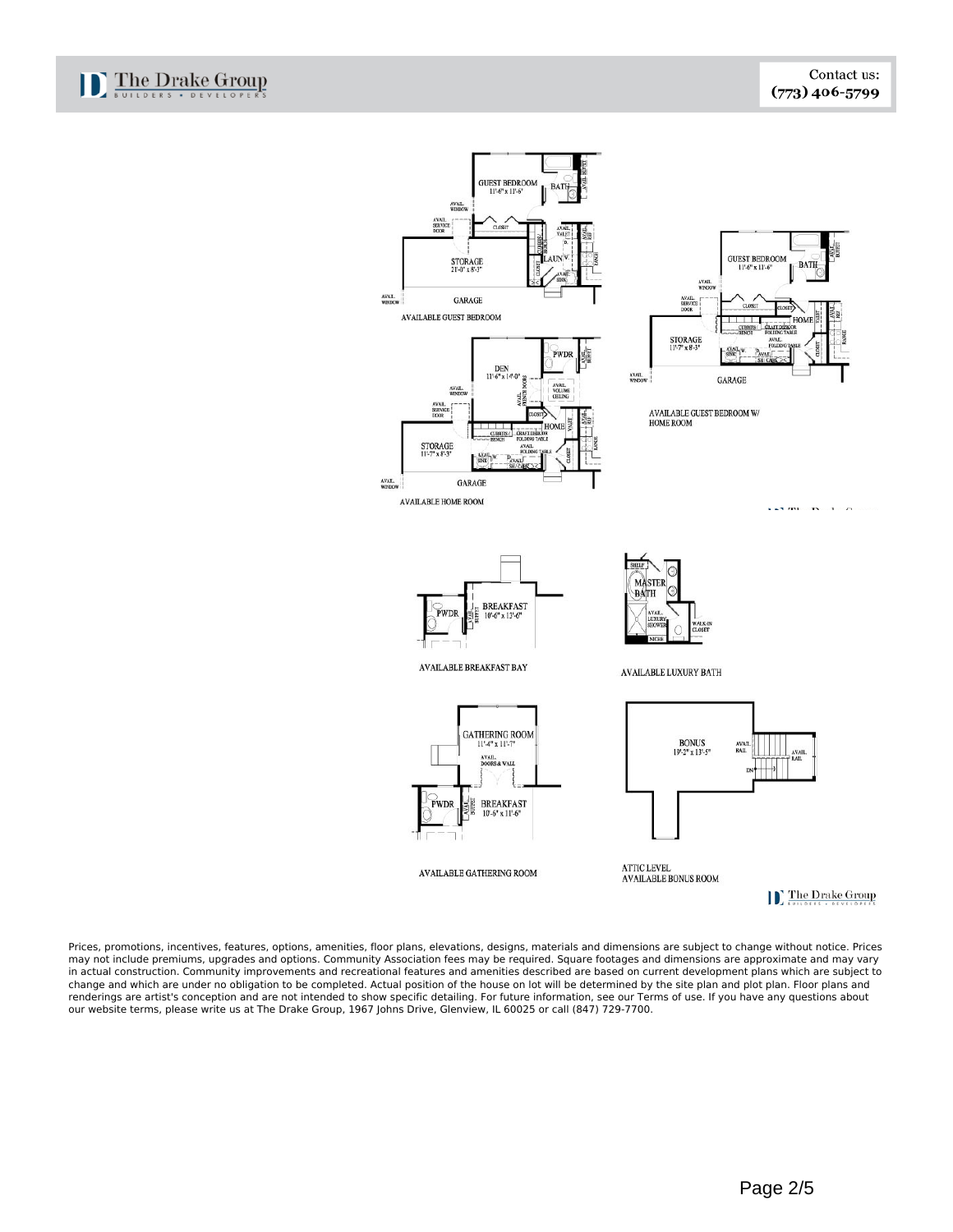AVAILABLE GUEST BEDROOM

AVAILABLE GUEST BEDROOM W/ HOME ROOM

AVAILABLE HOME ROOM

AVAILABLE BREAKFAST BAY

AVAILABLE LUXURY BATH

AVAILABLE GATHERING ROOM

ATTIC LEVEL
AVAILABLE BONUS ROOM

Prices, promotions, incentives, features, options, amenities, floor plans, elevations, designs, materials and dimensions are subject to change without notice. Prices may not include premiums, upgrades and options. Community Association fees may be required. Square footages and dimensions are approximate and may vary in actual construction. Community improvements and recreational features and amenities described are based on current development plans which are subject to change and which are under no obligation to be completed. Actual position of the house on lot will be determined by the site plan and plot plan. Floor plans and renderings are artist's conception and are not intended to show specific detailing. For future information, see our Terms of use. If you have any questions about our website terms, please write us at The Drake Group, 1967 Johns Drive, Glenview, IL 60025 or call (847) 729-7700.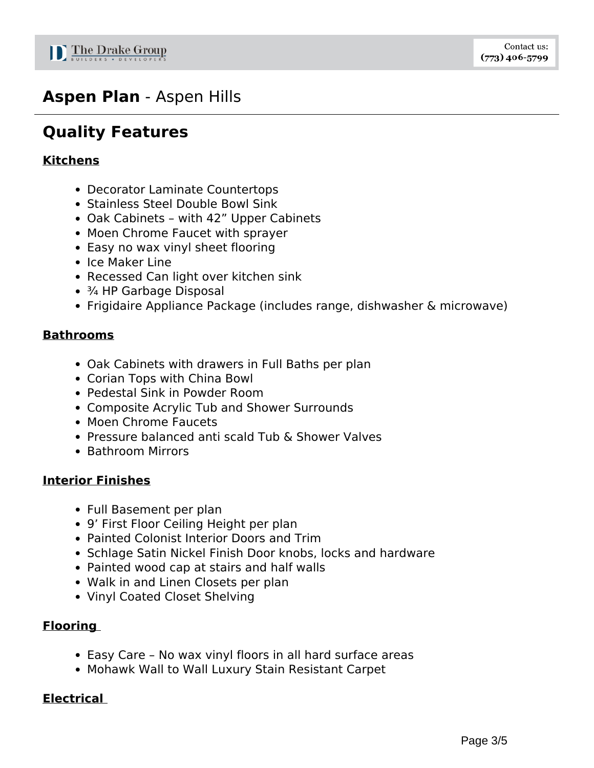# **Aspen Plan** - Aspen Hills

## Quality Features

### Kitchens

- Decorator Laminate Countertops
- Stainless Steel Double Bowl Sink
- Oak Cabinets – with 42” Upper Cabinets
- Moen Chrome Faucet with sprayer
- Easy no wax vinyl sheet flooring
- Ice Maker Line
- Recessed Can light over kitchen sink
- ¾ HP Garbage Disposal
- Frigidaire Appliance Package (includes range, dishwasher & microwave)

### Bathrooms

- Oak Cabinets with drawers in Full Baths per plan
- Corian Tops with China Bowl
- Pedestal Sink in Powder Room
- Composite Acrylic Tub and Shower Surrounds
- Moen Chrome Faucets
- Pressure balanced anti scald Tub & Shower Valves
- Bathroom Mirrors

### Interior Finishes

- Full Basement per plan
- 9’ First Floor Ceiling Height per plan
- Painted Colonist Interior Doors and Trim
- Schlage Satin Nickel Finish Door knobs, locks and hardware
- Painted wood cap at stairs and half walls
- Walk in and Linen Closets per plan
- Vinyl Coated Closet Shelving

### Flooring

- Easy Care – No wax vinyl floors in all hard surface areas
- Mohawk Wall to Wall Luxury Stain Resistant Carpet

### Electrical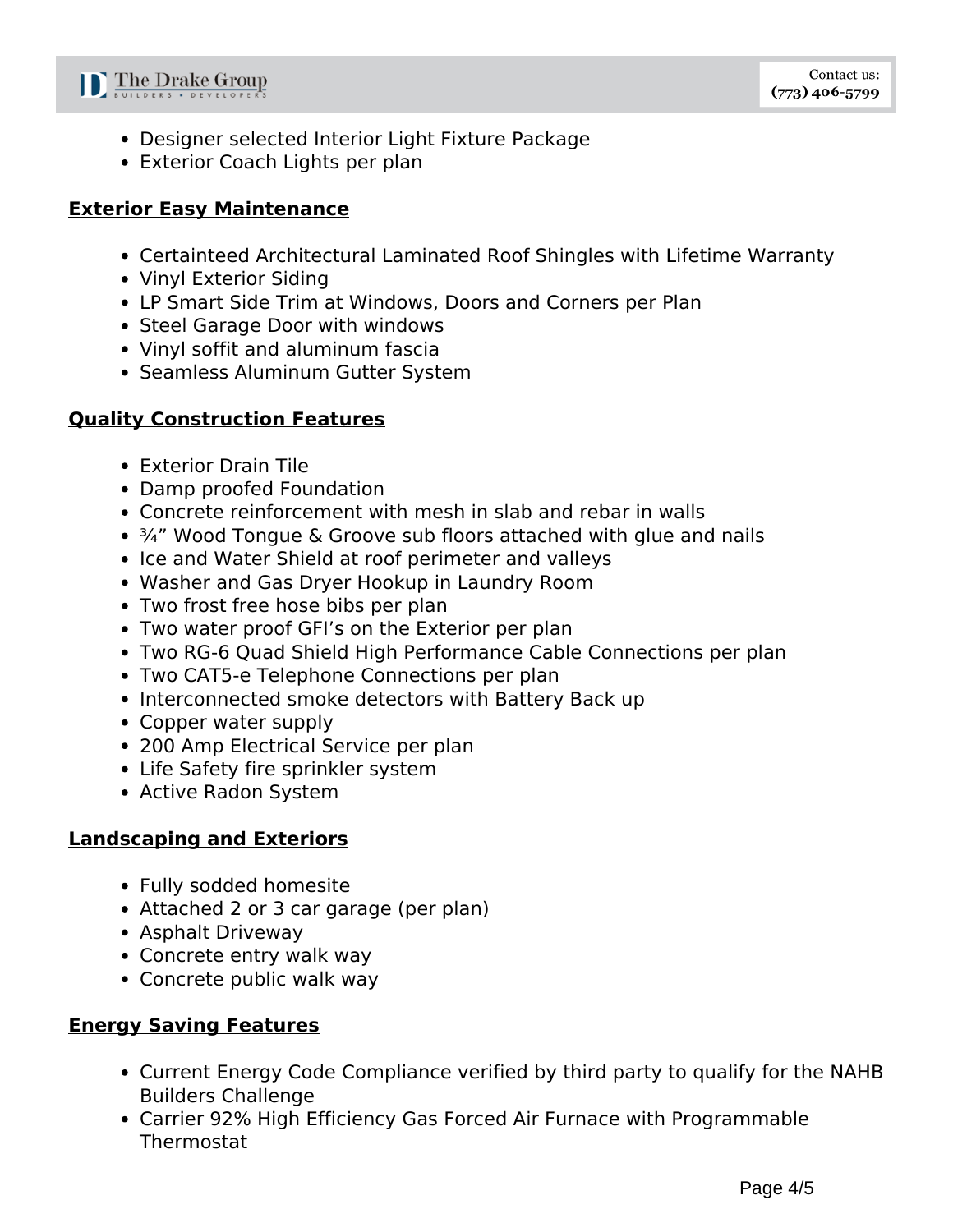- Designer selected Interior Light Fixture Package
- Exterior Coach Lights per plan

**Exterior Easy Maintenance**

- Certainteed Architectural Laminated Roof Shingles with Lifetime Warranty
- Vinyl Exterior Siding
- LP Smart Side Trim at Windows, Doors and Corners per Plan
- Steel Garage Door with windows
- Vinyl soffit and aluminum fascia
- Seamless Aluminum Gutter System

**Quality Construction Features**

- Exterior Drain Tile
- Damp proofed Foundation
- Concrete reinforcement with mesh in slab and rebar in walls
- ¾” Wood Tongue & Groove sub floors attached with glue and nails
- Ice and Water Shield at roof perimeter and valleys
- Washer and Gas Dryer Hookup in Laundry Room
- Two frost free hose bibs per plan
- Two water proof GFI’s on the Exterior per plan
- Two RG-6 Quad Shield High Performance Cable Connections per plan
- Two CAT5-e Telephone Connections per plan
- Interconnected smoke detectors with Battery Back up
- Copper water supply
- 200 Amp Electrical Service per plan
- Life Safety fire sprinkler system
- Active Radon System

**Landscaping and Exteriors**

- Fully sodded homesite
- Attached 2 or 3 car garage (per plan)
- Asphalt Driveway
- Concrete entry walk way
- Concrete public walk way

**Energy Saving Features**

- Current Energy Code Compliance verified by third party to qualify for the NAHB Builders Challenge
- Carrier 92% High Efficiency Gas Forced Air Furnace with Programmable Thermostat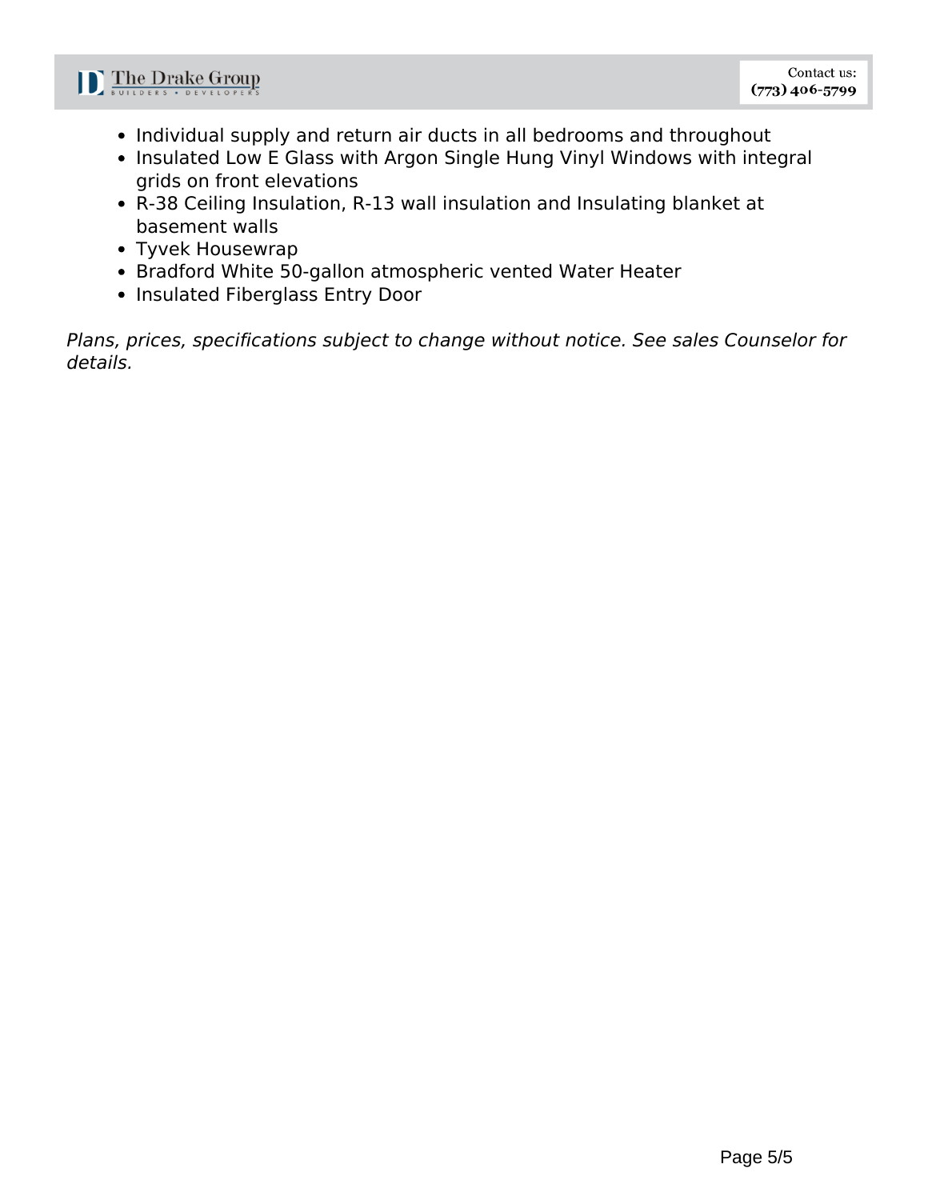- Individual supply and return air ducts in all bedrooms and throughout
- Insulated Low E Glass with Argon Single Hung Vinyl Windows with integral grids on front elevations
- R-38 Ceiling Insulation, R-13 wall insulation and Insulating blanket at basement walls
- Tyvek Housewrap
- Bradford White 50-gallon atmospheric vented Water Heater
- Insulated Fiberglass Entry Door

*Plans, prices, specifications subject to change without notice. See sales Counselor for details.*